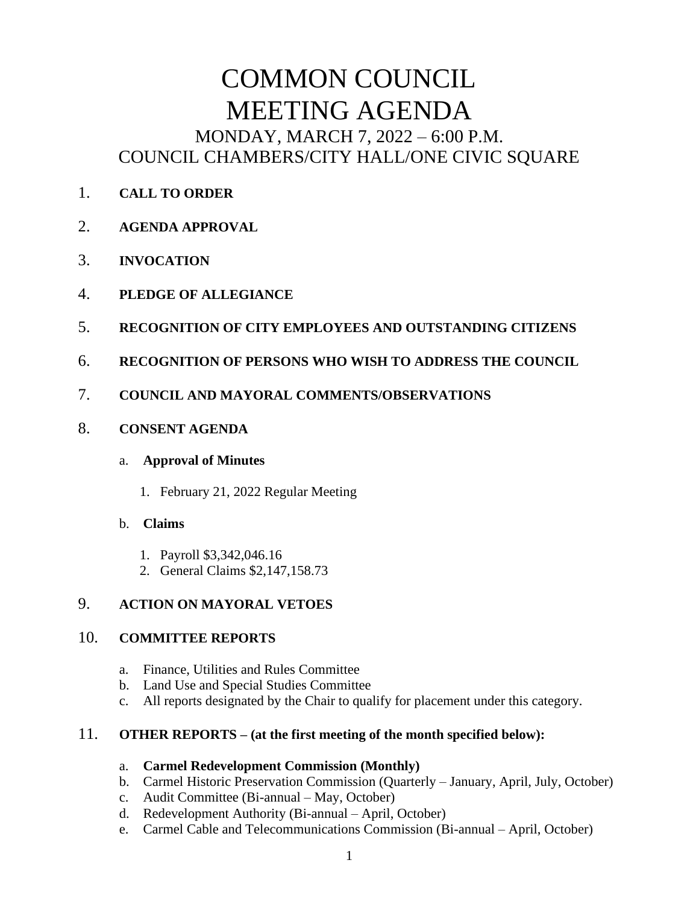# COMMON COUNCIL MEETING AGENDA

## MONDAY, MARCH 7, 2022 – 6:00 P.M.
## COUNCIL CHAMBERS/CITY HALL/ONE CIVIC SQUARE

1. **CALL TO ORDER**

2. **AGENDA APPROVAL**

3. **INVOCATION**

4. **PLEDGE OF ALLEGIANCE**

5. **RECOGNITION OF CITY EMPLOYEES AND OUTSTANDING CITIZENS**

6. **RECOGNITION OF PERSONS WHO WISH TO ADDRESS THE COUNCIL**

7. **COUNCIL AND MAYORAL COMMENTS/OBSERVATIONS**

8. **CONSENT AGENDA**

   a. **Approval of Minutes**

      1. February 21, 2022 Regular Meeting

   b. **Claims**

      1. Payroll $3,342,046.16
      2. General Claims $2,147,158.73

9. **ACTION ON MAYORAL VETOES**

10. **COMMITTEE REPORTS**

    a. Finance, Utilities and Rules Committee
    b. Land Use and Special Studies Committee
    c. All reports designated by the Chair to qualify for placement under this category.

11. **OTHER REPORTS – (at the first meeting of the month specified below):**

    a. **Carmel Redevelopment Commission (Monthly)**
    b. Carmel Historic Preservation Commission (Quarterly – January, April, July, October)
    c. Audit Committee (Bi-annual – May, October)
    d. Redevelopment Authority (Bi-annual – April, October)
    e. Carmel Cable and Telecommunications Commission (Bi-annual – April, October)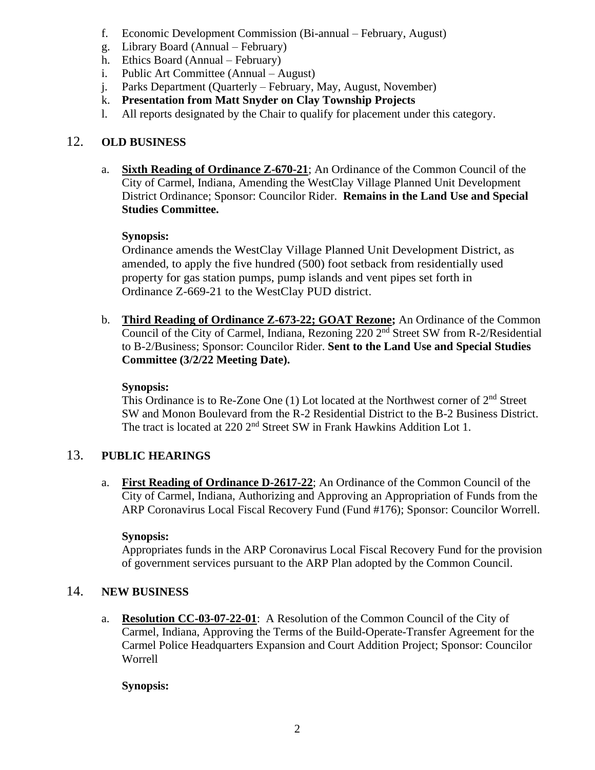f. Economic Development Commission (Bi-annual – February, August)
g. Library Board (Annual – February)
h. Ethics Board (Annual – February)
i. Public Art Committee (Annual – August)
j. Parks Department (Quarterly – February, May, August, November)
k. **Presentation from Matt Snyder on Clay Township Projects**
l. All reports designated by the Chair to qualify for placement under this category.

## 12. OLD BUSINESS

a. **Sixth Reading of Ordinance Z-670-21**; An Ordinance of the Common Council of the City of Carmel, Indiana, Amending the WestClay Village Planned Unit Development District Ordinance; Sponsor: Councilor Rider. **Remains in the Land Use and Special Studies Committee.**

**Synopsis:**
Ordinance amends the WestClay Village Planned Unit Development District, as amended, to apply the five hundred (500) foot setback from residentially used property for gas station pumps, pump islands and vent pipes set forth in Ordinance Z-669-21 to the WestClay PUD district.

b. **Third Reading of Ordinance Z-673-22; GOAT Rezone;** An Ordinance of the Common Council of the City of Carmel, Indiana, Rezoning 220 2nd Street SW from R-2/Residential to B-2/Business; Sponsor: Councilor Rider. **Sent to the Land Use and Special Studies Committee (3/2/22 Meeting Date).**

**Synopsis:**
This Ordinance is to Re-Zone One (1) Lot located at the Northwest corner of 2nd Street SW and Monon Boulevard from the R-2 Residential District to the B-2 Business District. The tract is located at 220 2nd Street SW in Frank Hawkins Addition Lot 1.

## 13. PUBLIC HEARINGS

a. **First Reading of Ordinance D-2617-22**; An Ordinance of the Common Council of the City of Carmel, Indiana, Authorizing and Approving an Appropriation of Funds from the ARP Coronavirus Local Fiscal Recovery Fund (Fund #176); Sponsor: Councilor Worrell.

**Synopsis:**
Appropriates funds in the ARP Coronavirus Local Fiscal Recovery Fund for the provision of government services pursuant to the ARP Plan adopted by the Common Council.

## 14. NEW BUSINESS

a. **Resolution CC-03-07-22-01**: A Resolution of the Common Council of the City of Carmel, Indiana, Approving the Terms of the Build-Operate-Transfer Agreement for the Carmel Police Headquarters Expansion and Court Addition Project; Sponsor: Councilor Worrell

**Synopsis:**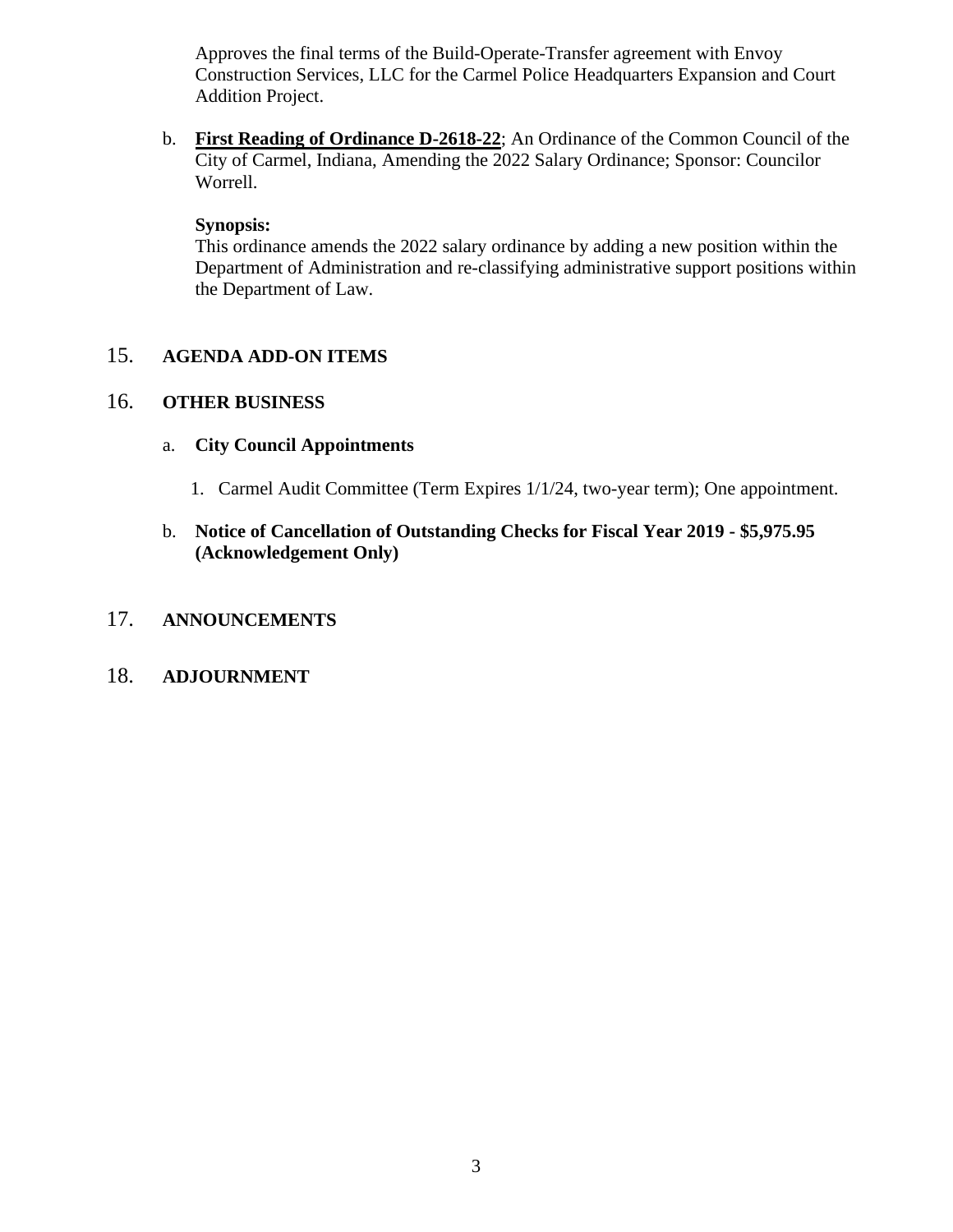Approves the final terms of the Build-Operate-Transfer agreement with Envoy Construction Services, LLC for the Carmel Police Headquarters Expansion and Court Addition Project.

b. **First Reading of Ordinance D-2618-22**; An Ordinance of the Common Council of the City of Carmel, Indiana, Amending the 2022 Salary Ordinance; Sponsor: Councilor Worrell.

**Synopsis:**
This ordinance amends the 2022 salary ordinance by adding a new position within the Department of Administration and re-classifying administrative support positions within the Department of Law.

## 15. AGENDA ADD-ON ITEMS

## 16. OTHER BUSINESS

a. **City Council Appointments**

1. Carmel Audit Committee (Term Expires 1/1/24, two-year term); One appointment.

b. **Notice of Cancellation of Outstanding Checks for Fiscal Year 2019 - $5,975.95 (Acknowledgement Only)**

## 17. ANNOUNCEMENTS

## 18. ADJOURNMENT